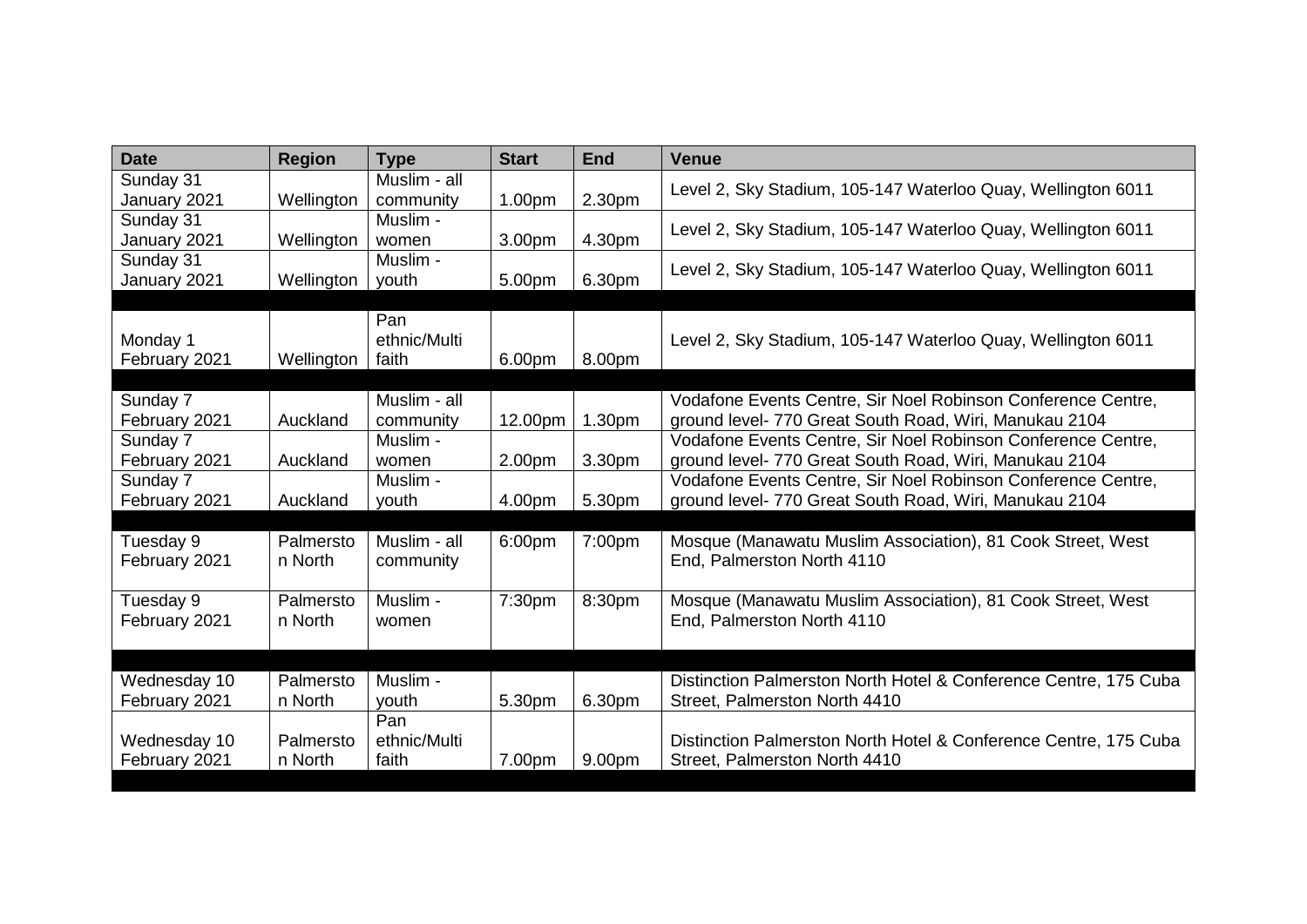| Date | Region | Type | Start | End | Venue |
|---|---|---|---|---|---|
| Sunday 31 January 2021 | Wellington | Muslim - all community | 1.00pm | 2.30pm | Level 2, Sky Stadium, 105-147 Waterloo Quay, Wellington 6011 |
| Sunday 31 January 2021 | Wellington | Muslim - women | 3.00pm | 4.30pm | Level 2, Sky Stadium, 105-147 Waterloo Quay, Wellington 6011 |
| Sunday 31 January 2021 | Wellington | Muslim - youth | 5.00pm | 6.30pm | Level 2, Sky Stadium, 105-147 Waterloo Quay, Wellington 6011 |
| | | | | | |
| Monday 1 February 2021 | Wellington | Pan ethnic/Multi faith | 6.00pm | 8.00pm | Level 2, Sky Stadium, 105-147 Waterloo Quay, Wellington 6011 |
| | | | | | |
| Sunday 7 February 2021 | Auckland | Muslim - all community | 12.00pm | 1.30pm | Vodafone Events Centre, Sir Noel Robinson Conference Centre, ground level- 770 Great South Road, Wiri, Manukau 2104 |
| Sunday 7 February 2021 | Auckland | Muslim - women | 2.00pm | 3.30pm | Vodafone Events Centre, Sir Noel Robinson Conference Centre, ground level- 770 Great South Road, Wiri, Manukau 2104 |
| Sunday 7 February 2021 | Auckland | Muslim - youth | 4.00pm | 5.30pm | Vodafone Events Centre, Sir Noel Robinson Conference Centre, ground level- 770 Great South Road, Wiri, Manukau 2104 |
| | | | | | |
| Tuesday 9 February 2021 | Palmerston North | Muslim - all community | 6:00pm | 7:00pm | Mosque (Manawatu Muslim Association), 81 Cook Street, West End, Palmerston North 4110 |
| Tuesday 9 February 2021 | Palmerston North | Muslim - women | 7:30pm | 8:30pm | Mosque (Manawatu Muslim Association), 81 Cook Street, West End, Palmerston North 4110 |
| | | | | | |
| Wednesday 10 February 2021 | Palmerston North | Muslim - youth | 5.30pm | 6.30pm | Distinction Palmerston North Hotel & Conference Centre, 175 Cuba Street, Palmerston North 4410 |
| Wednesday 10 February 2021 | Palmerston North | Pan ethnic/Multi faith | 7.00pm | 9.00pm | Distinction Palmerston North Hotel & Conference Centre, 175 Cuba Street, Palmerston North 4410 |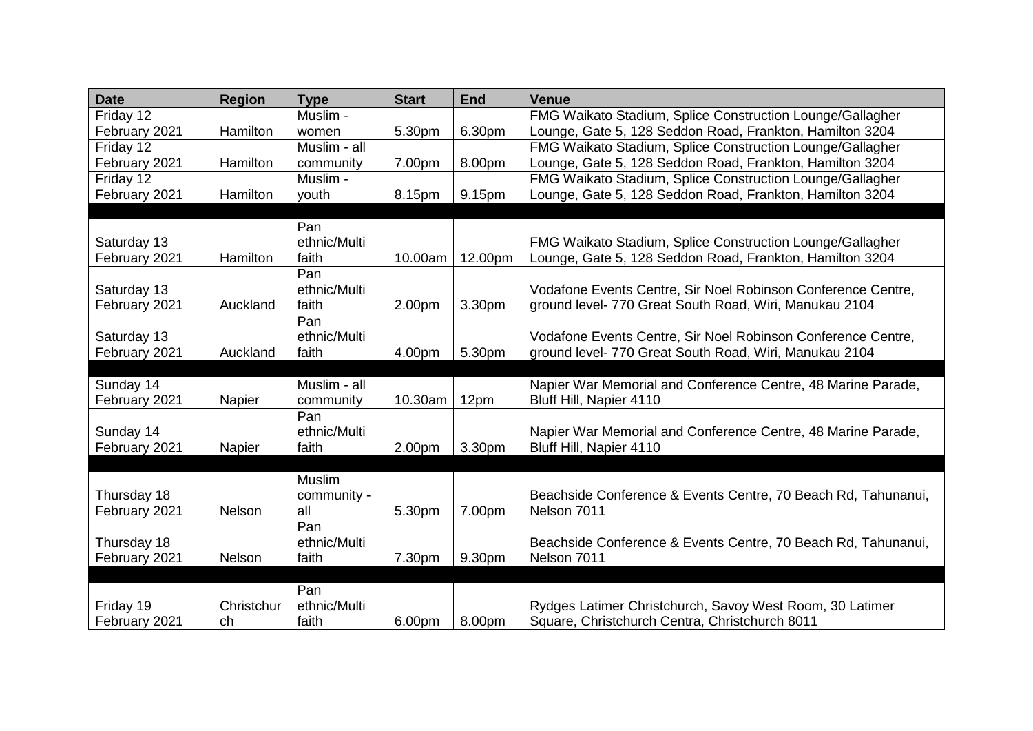| Date | Region | Type | Start | End | Venue |
| --- | --- | --- | --- | --- | --- |
| Friday 12 February 2021 | Hamilton | Muslim - women | 5.30pm | 6.30pm | FMG Waikato Stadium, Splice Construction Lounge/Gallagher Lounge, Gate 5, 128 Seddon Road, Frankton, Hamilton 3204 |
| Friday 12 February 2021 | Hamilton | Muslim - all community | 7.00pm | 8.00pm | FMG Waikato Stadium, Splice Construction Lounge/Gallagher Lounge, Gate 5, 128 Seddon Road, Frankton, Hamilton 3204 |
| Friday 12 February 2021 | Hamilton | Muslim - youth | 8.15pm | 9.15pm | FMG Waikato Stadium, Splice Construction Lounge/Gallagher Lounge, Gate 5, 128 Seddon Road, Frankton, Hamilton 3204 |
| | | | | | |
| Saturday 13 February 2021 | Hamilton | Pan ethnic/Multi faith | 10.00am | 12.00pm | FMG Waikato Stadium, Splice Construction Lounge/Gallagher Lounge, Gate 5, 128 Seddon Road, Frankton, Hamilton 3204 |
| Saturday 13 February 2021 | Auckland | Pan ethnic/Multi faith | 2.00pm | 3.30pm | Vodafone Events Centre, Sir Noel Robinson Conference Centre, ground level- 770 Great South Road, Wiri, Manukau 2104 |
| Saturday 13 February 2021 | Auckland | Pan ethnic/Multi faith | 4.00pm | 5.30pm | Vodafone Events Centre, Sir Noel Robinson Conference Centre, ground level- 770 Great South Road, Wiri, Manukau 2104 |
| | | | | | |
| Sunday 14 February 2021 | Napier | Muslim - all community | 10.30am | 12pm | Napier War Memorial and Conference Centre, 48 Marine Parade, Bluff Hill, Napier 4110 |
| Sunday 14 February 2021 | Napier | Pan ethnic/Multi faith | 2.00pm | 3.30pm | Napier War Memorial and Conference Centre, 48 Marine Parade, Bluff Hill, Napier 4110 |
| | | | | | |
| Thursday 18 February 2021 | Nelson | Muslim community - all | 5.30pm | 7.00pm | Beachside Conference & Events Centre, 70 Beach Rd, Tahunanui, Nelson 7011 |
| Thursday 18 February 2021 | Nelson | Pan ethnic/Multi faith | 7.30pm | 9.30pm | Beachside Conference & Events Centre, 70 Beach Rd, Tahunanui, Nelson 7011 |
| | | | | | |
| Friday 19 February 2021 | Christchurch | Pan ethnic/Multi faith | 6.00pm | 8.00pm | Rydges Latimer Christchurch, Savoy West Room, 30 Latimer Square, Christchurch Centra, Christchurch 8011 |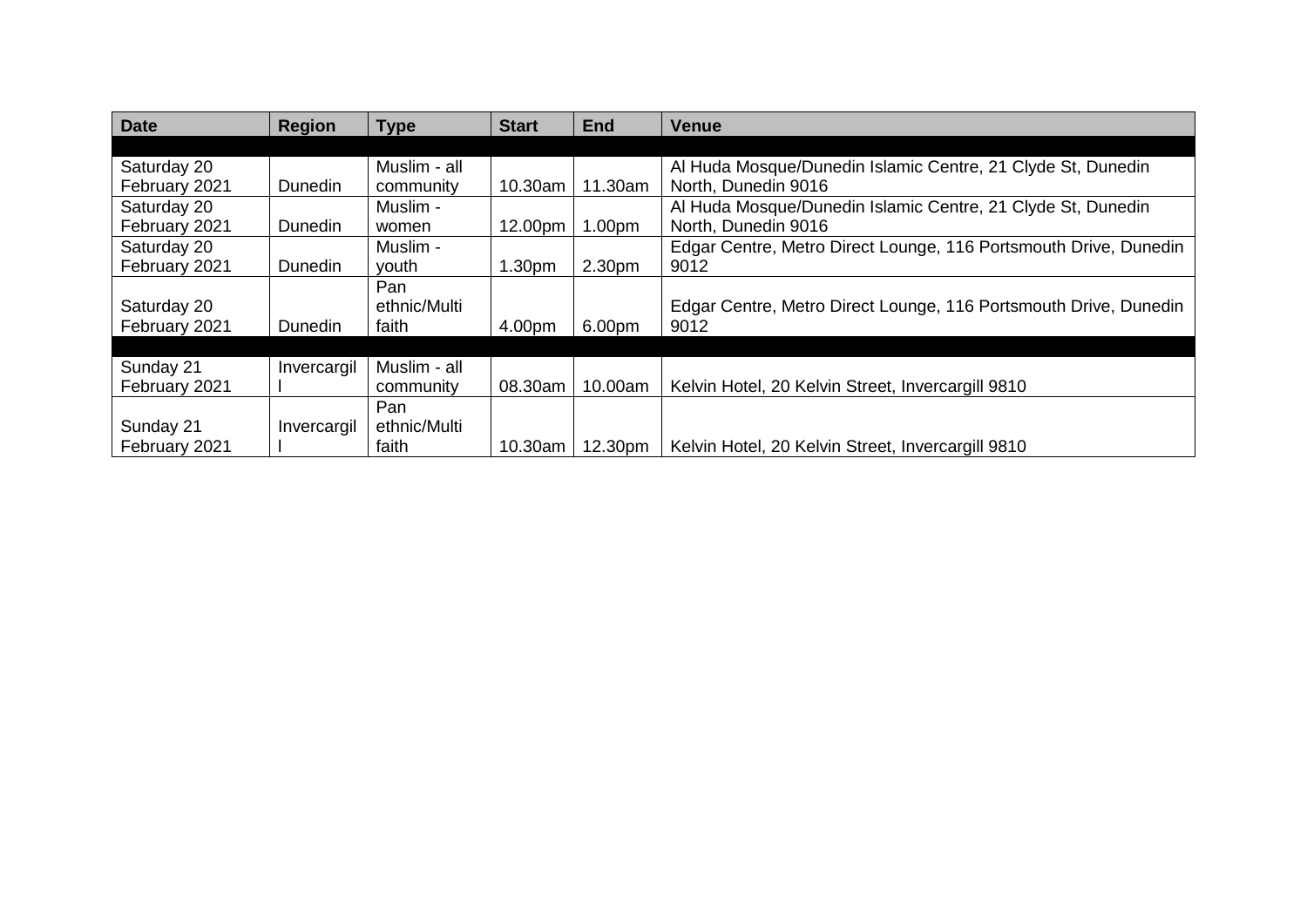| Date | Region | Type | Start | End | Venue |
|---|---|---|---|---|---|
| | | | | | |
| Saturday 20 February 2021 | Dunedin | Muslim - all community | 10.30am | 11.30am | Al Huda Mosque/Dunedin Islamic Centre, 21 Clyde St, Dunedin North, Dunedin 9016 |
| Saturday 20 February 2021 | Dunedin | Muslim - women | 12.00pm | 1.00pm | Al Huda Mosque/Dunedin Islamic Centre, 21 Clyde St, Dunedin North, Dunedin 9016 |
| Saturday 20 February 2021 | Dunedin | Muslim - youth | 1.30pm | 2.30pm | Edgar Centre, Metro Direct Lounge, 116 Portsmouth Drive, Dunedin 9012 |
| Saturday 20 February 2021 | Dunedin | Pan ethnic/Multi faith | 4.00pm | 6.00pm | Edgar Centre, Metro Direct Lounge, 116 Portsmouth Drive, Dunedin 9012 |
| | | | | | |
| Sunday 21 February 2021 | Invercargill | Muslim - all community | 08.30am | 10.00am | Kelvin Hotel, 20 Kelvin Street, Invercargill 9810 |
| Sunday 21 February 2021 | Invercargill | Pan ethnic/Multi faith | 10.30am | 12.30pm | Kelvin Hotel, 20 Kelvin Street, Invercargill 9810 |